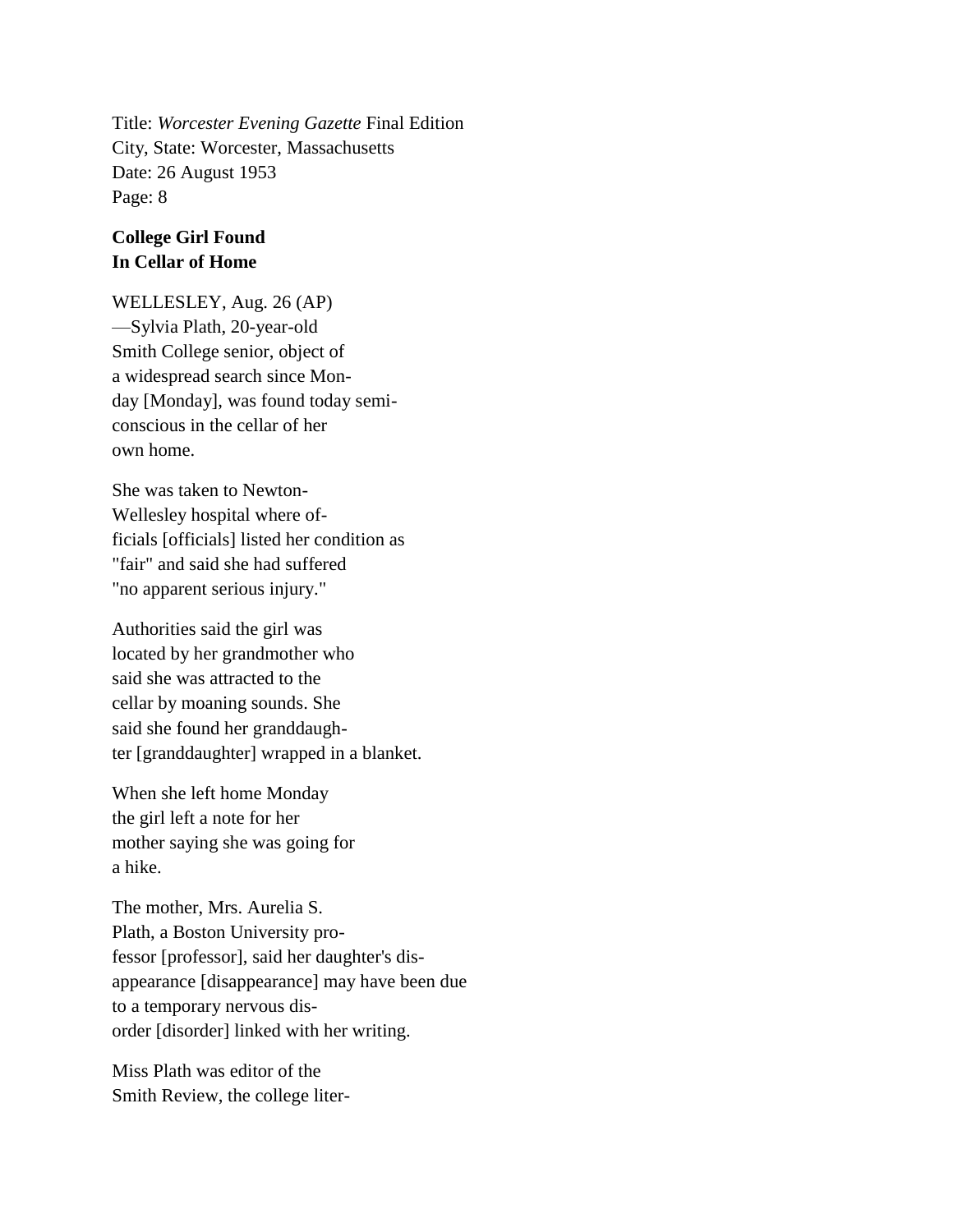Title: *Worcester Evening Gazette* Final Edition
City, State: Worcester, Massachusetts
Date: 26 August 1953
Page: 8

**College Girl Found In Cellar of Home**

WELLESLEY, Aug. 26 (AP) —Sylvia Plath, 20-year-old Smith College senior, object of a widespread search since Mon-day [Monday], was found today semi-conscious in the cellar of her own home.

She was taken to Newton-Wellesley hospital where of-ficials [officials] listed her condition as "fair" and said she had suffered "no apparent serious injury."

Authorities said the girl was located by her grandmother who said she was attracted to the cellar by moaning sounds. She said she found her granddaugh-ter [granddaughter] wrapped in a blanket.

When she left home Monday the girl left a note for her mother saying she was going for a hike.

The mother, Mrs. Aurelia S. Plath, a Boston University pro-fessor [professor], said her daughter's dis-appearance [disappearance] may have been due to a temporary nervous dis-order [disorder] linked with her writing.

Miss Plath was editor of the Smith Review, the college liter-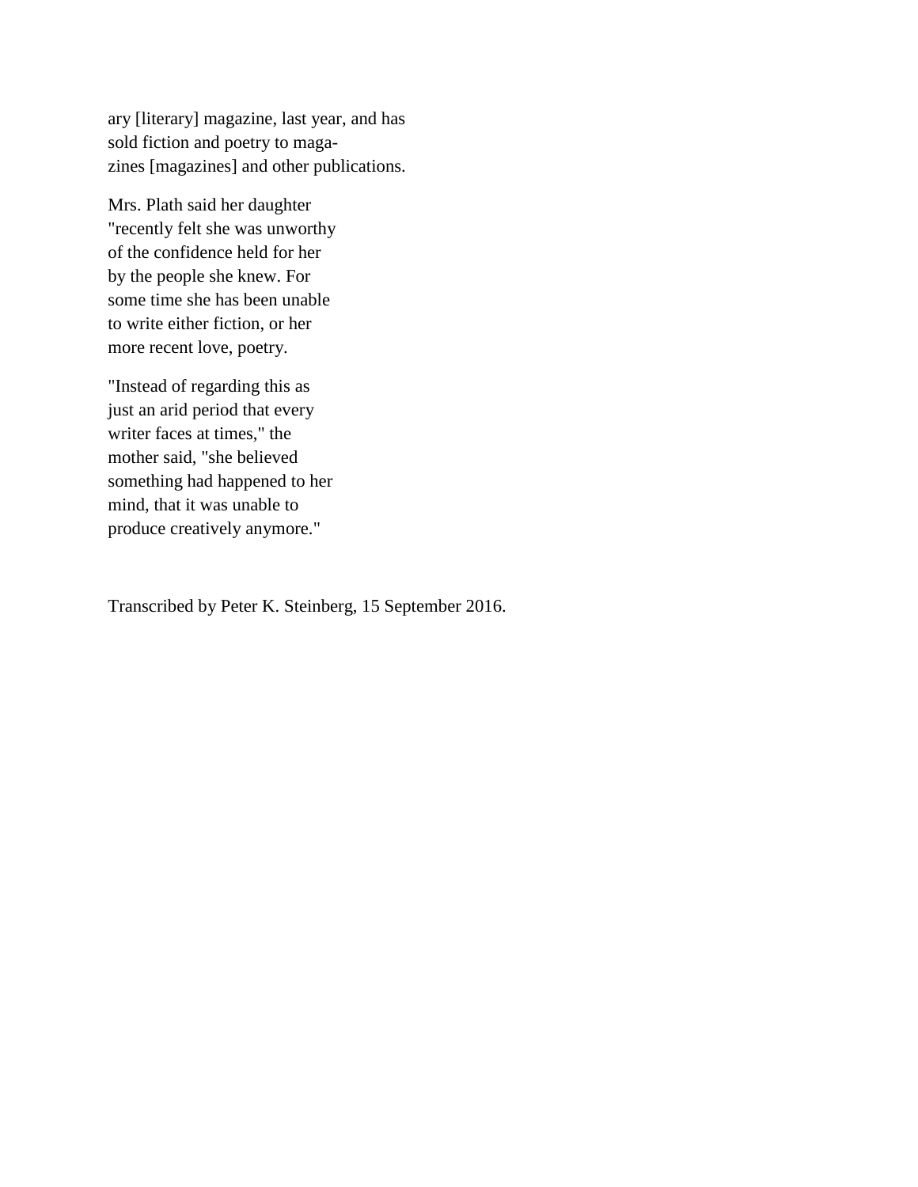ary [literary] magazine, last year, and has sold fiction and poetry to maga-zines [magazines] and other publications.

Mrs. Plath said her daughter "recently felt she was unworthy of the confidence held for her by the people she knew. For some time she has been unable to write either fiction, or her more recent love, poetry.

"Instead of regarding this as just an arid period that every writer faces at times," the mother said, "she believed something had happened to her mind, that it was unable to produce creatively anymore."

Transcribed by Peter K. Steinberg, 15 September 2016.